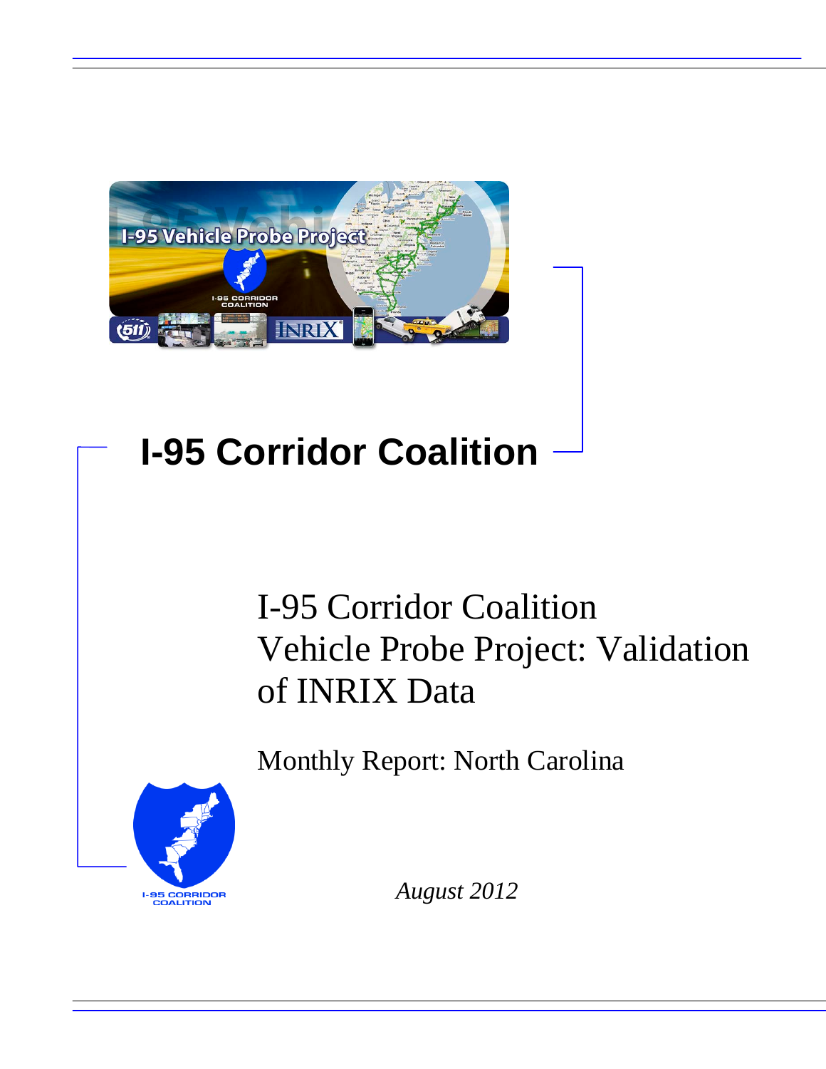# I-95 Corridor Coalition

## I-95 Corridor Coalition Vehicle Probe Project: Validation of INRIX Data

Monthly Report: North Carolina

*August 2012*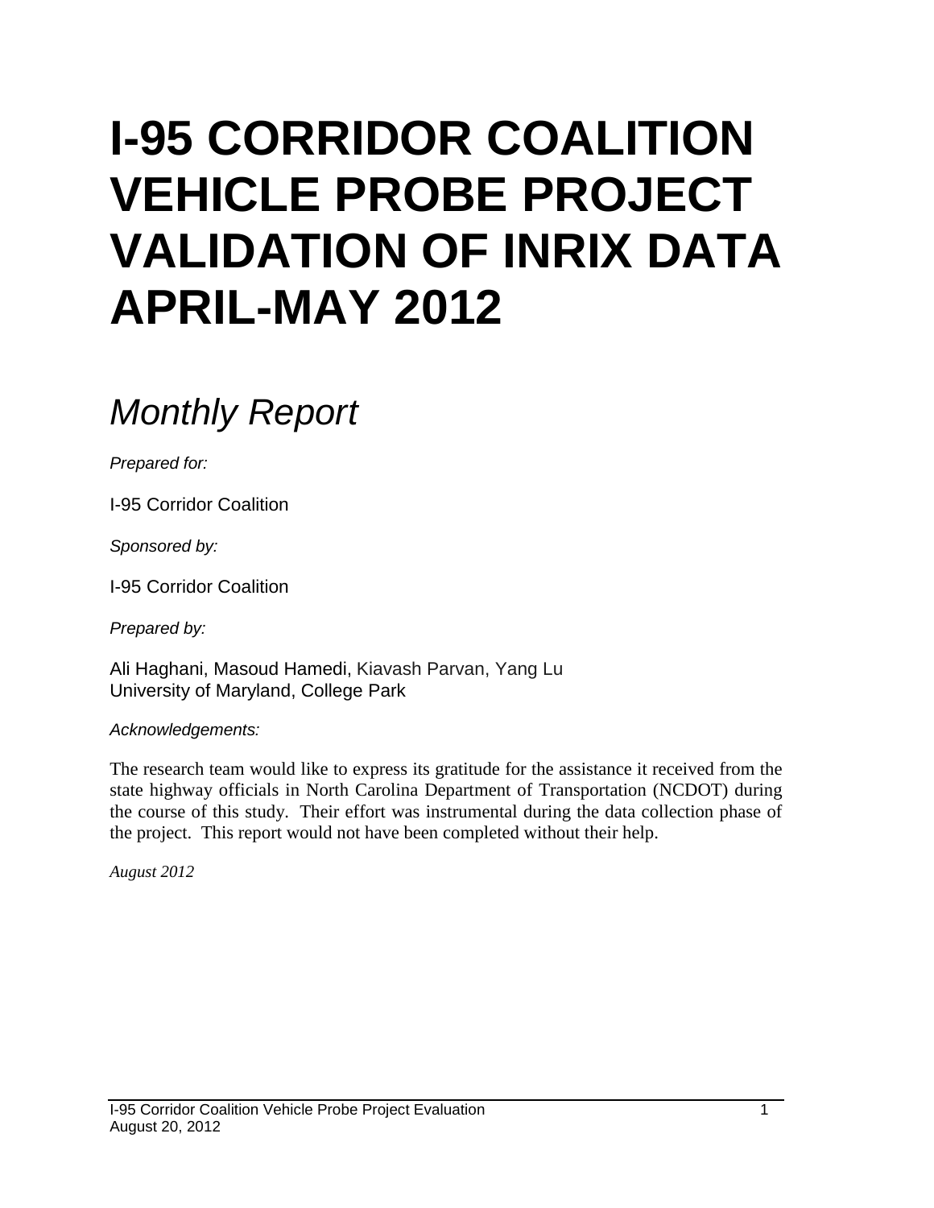# I-95 CORRIDOR COALITION VEHICLE PROBE PROJECT VALIDATION OF INRIX DATA APRIL-MAY 2012

## *Monthly Report*

*Prepared for:*

I-95 Corridor Coalition

*Sponsored by:*

I-95 Corridor Coalition

*Prepared by:*

Ali Haghani, Masoud Hamedi, Kiavash Parvan, Yang Lu
University of Maryland, College Park

*Acknowledgements:*

The research team would like to express its gratitude for the assistance it received from the state highway officials in North Carolina Department of Transportation (NCDOT) during the course of this study. Their effort was instrumental during the data collection phase of the project. This report would not have been completed without their help.

*August 2012*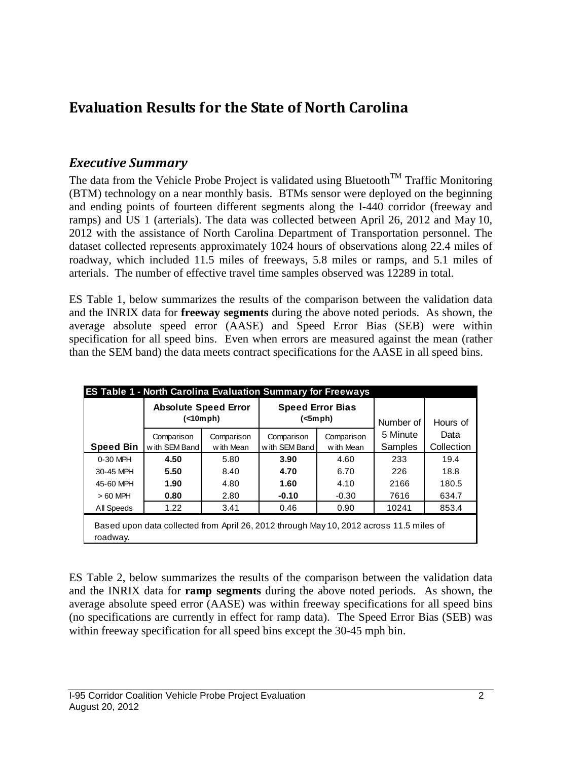# Evaluation Results for the State of North Carolina

## *Executive Summary*

The data from the Vehicle Probe Project is validated using Bluetooth$^{TM}$ Traffic Monitoring (BTM) technology on a near monthly basis. BTMs sensor were deployed on the beginning and ending points of fourteen different segments along the I-440 corridor (freeway and ramps) and US 1 (arterials). The data was collected between April 26, 2012 and May 10, 2012 with the assistance of North Carolina Department of Transportation personnel. The dataset collected represents approximately 1024 hours of observations along 22.4 miles of roadway, which included 11.5 miles of freeways, 5.8 miles or ramps, and 5.1 miles of arterials. The number of effective travel time samples observed was 12289 in total.

ES Table 1, below summarizes the results of the comparison between the validation data and the INRIX data for **freeway segments** during the above noted periods. As shown, the average absolute speed error (AASE) and Speed Error Bias (SEB) were within specification for all speed bins. Even when errors are measured against the mean (rather than the SEM band) the data meets contract specifications for the AASE in all speed bins.

**ES Table 1 - North Carolina Evaluation Summary for Freeways**

| | Absolute Speed Error (<10mph) | | Speed Error Bias (<5mph) | | Number of 5 Minute Samples | Hours of Data Collection |
|---|---|---|---|---|---|---|
| **Speed Bin** | Comparison with SEM Band | Comparison with Mean | Comparison with SEM Band | Comparison with Mean | | |
| 0-30 MPH | **4.50** | 5.80 | **3.90** | 4.60 | 233 | 19.4 |
| 30-45 MPH | **5.50** | 8.40 | **4.70** | 6.70 | 226 | 18.8 |
| 45-60 MPH | **1.90** | 4.80 | **1.60** | 4.10 | 2166 | 180.5 |
| > 60 MPH | **0.80** | 2.80 | **-0.10** | -0.30 | 7616 | 634.7 |
| All Speeds | 1.22 | 3.41 | 0.46 | 0.90 | 10241 | 853.4 |

Based upon data collected from April 26, 2012 through May 10, 2012 across 11.5 miles of roadway.

ES Table 2, below summarizes the results of the comparison between the validation data and the INRIX data for **ramp segments** during the above noted periods. As shown, the average absolute speed error (AASE) was within freeway specifications for all speed bins (no specifications are currently in effect for ramp data). The Speed Error Bias (SEB) was within freeway specification for all speed bins except the 30-45 mph bin.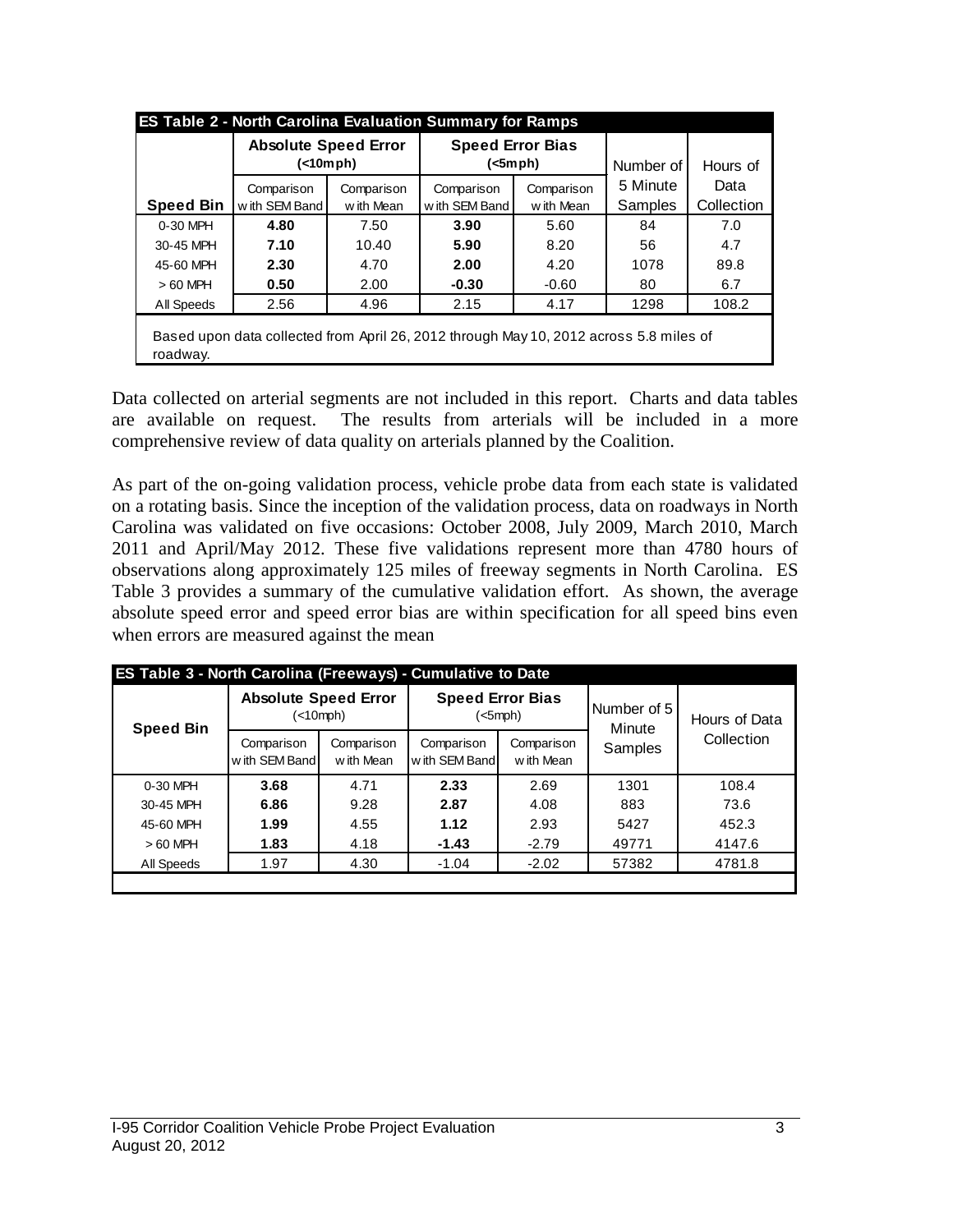| ES Table 2 - North Carolina Evaluation Summary for Ramps | | | | | | |
|---|---|---|---|---|---|---|
| | Absolute Speed Error (<10mph) | | Speed Error Bias (<5mph) | | Number of 5 Minute Samples | Hours of Data Collection |
| Speed Bin | Comparison with SEM Band | Comparison with Mean | Comparison with SEM Band | Comparison with Mean | | |
| 0-30 MPH | **4.80** | 7.50 | **3.90** | 5.60 | 84 | 7.0 |
| 30-45 MPH | **7.10** | 10.40 | **5.90** | 8.20 | 56 | 4.7 |
| 45-60 MPH | **2.30** | 4.70 | **2.00** | 4.20 | 1078 | 89.8 |
| > 60 MPH | **0.50** | 2.00 | **-0.30** | -0.60 | 80 | 6.7 |
| All Speeds | 2.56 | 4.96 | 2.15 | 4.17 | 1298 | 108.2 |

Based upon data collected from April 26, 2012 through May 10, 2012 across 5.8 miles of roadway.

Data collected on arterial segments are not included in this report. Charts and data tables are available on request. The results from arterials will be included in a more comprehensive review of data quality on arterials planned by the Coalition.

As part of the on-going validation process, vehicle probe data from each state is validated on a rotating basis. Since the inception of the validation process, data on roadways in North Carolina was validated on five occasions: October 2008, July 2009, March 2010, March 2011 and April/May 2012. These five validations represent more than 4780 hours of observations along approximately 125 miles of freeway segments in North Carolina. ES Table 3 provides a summary of the cumulative validation effort. As shown, the average absolute speed error and speed error bias are within specification for all speed bins even when errors are measured against the mean

| ES Table 3 - North Carolina (Freeways) - Cumulative to Date | | | | | | |
|---|---|---|---|---|---|---|
| Speed Bin | Absolute Speed Error (<10mph) | | Speed Error Bias (<5mph) | | Number of 5 Minute Samples | Hours of Data Collection |
| | Comparison with SEM Band | Comparison with Mean | Comparison with SEM Band | Comparison with Mean | | |
| 0-30 MPH | **3.68** | 4.71 | **2.33** | 2.69 | 1301 | 108.4 |
| 30-45 MPH | **6.86** | 9.28 | **2.87** | 4.08 | 883 | 73.6 |
| 45-60 MPH | **1.99** | 4.55 | **1.12** | 2.93 | 5427 | 452.3 |
| > 60 MPH | **1.83** | 4.18 | **-1.43** | -2.79 | 49771 | 4147.6 |
| All Speeds | 1.97 | 4.30 | -1.04 | -2.02 | 57382 | 4781.8 |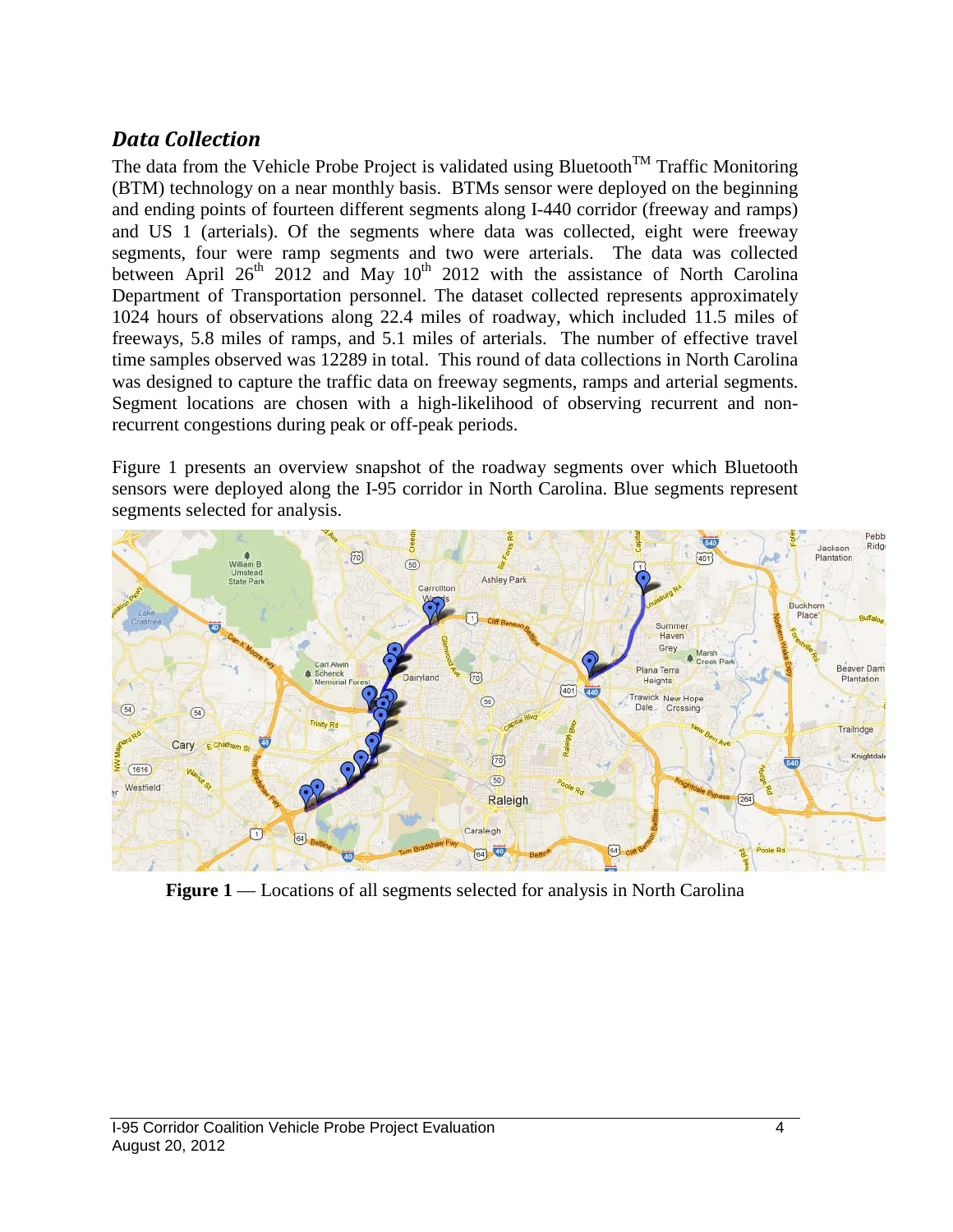## *Data Collection*

The data from the Vehicle Probe Project is validated using Bluetooth™ Traffic Monitoring (BTM) technology on a near monthly basis. BTMs sensor were deployed on the beginning and ending points of fourteen different segments along I-440 corridor (freeway and ramps) and US 1 (arterials). Of the segments where data was collected, eight were freeway segments, four were ramp segments and two were arterials. The data was collected between April 26th 2012 and May 10th 2012 with the assistance of North Carolina Department of Transportation personnel. The dataset collected represents approximately 1024 hours of observations along 22.4 miles of roadway, which included 11.5 miles of freeways, 5.8 miles of ramps, and 5.1 miles of arterials. The number of effective travel time samples observed was 12289 in total. This round of data collections in North Carolina was designed to capture the traffic data on freeway segments, ramps and arterial segments. Segment locations are chosen with a high-likelihood of observing recurrent and non-recurrent congestions during peak or off-peak periods.

Figure 1 presents an overview snapshot of the roadway segments over which Bluetooth sensors were deployed along the I-95 corridor in North Carolina. Blue segments represent segments selected for analysis.

**Figure 1** — Locations of all segments selected for analysis in North Carolina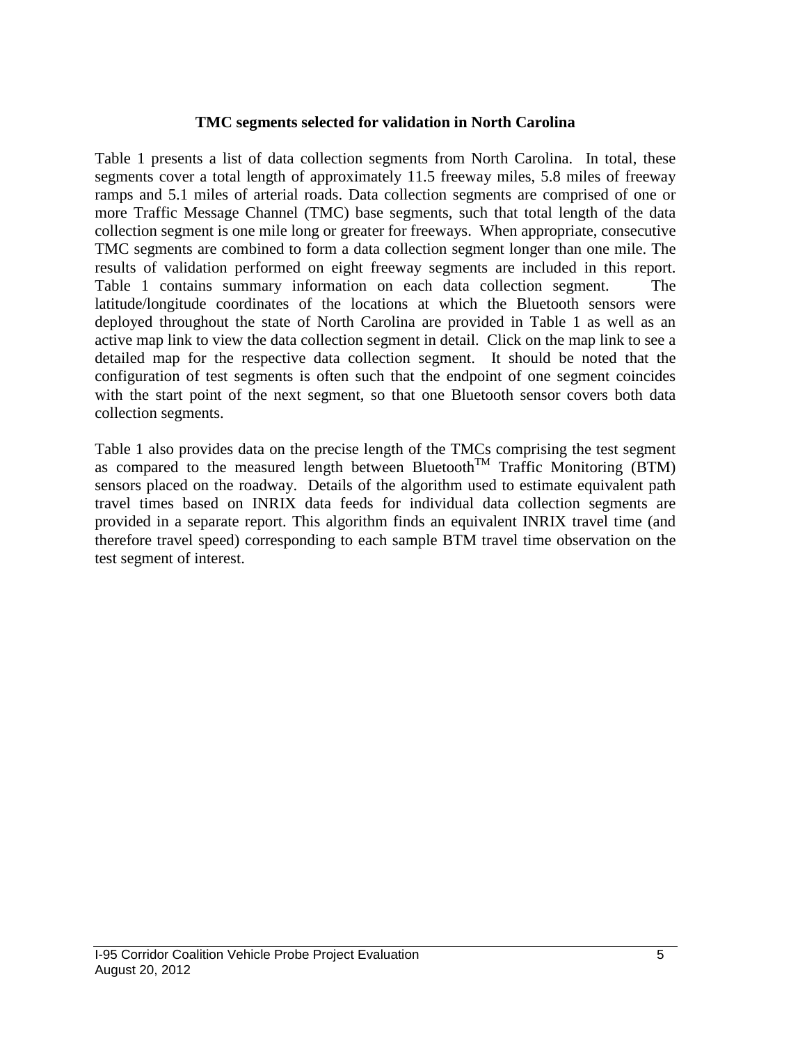### TMC segments selected for validation in North Carolina

Table 1 presents a list of data collection segments from North Carolina. In total, these segments cover a total length of approximately 11.5 freeway miles, 5.8 miles of freeway ramps and 5.1 miles of arterial roads. Data collection segments are comprised of one or more Traffic Message Channel (TMC) base segments, such that total length of the data collection segment is one mile long or greater for freeways. When appropriate, consecutive TMC segments are combined to form a data collection segment longer than one mile. The results of validation performed on eight freeway segments are included in this report. Table 1 contains summary information on each data collection segment. The latitude/longitude coordinates of the locations at which the Bluetooth sensors were deployed throughout the state of North Carolina are provided in Table 1 as well as an active map link to view the data collection segment in detail. Click on the map link to see a detailed map for the respective data collection segment. It should be noted that the configuration of test segments is often such that the endpoint of one segment coincides with the start point of the next segment, so that one Bluetooth sensor covers both data collection segments.

Table 1 also provides data on the precise length of the TMCs comprising the test segment as compared to the measured length between Bluetooth™ Traffic Monitoring (BTM) sensors placed on the roadway. Details of the algorithm used to estimate equivalent path travel times based on INRIX data feeds for individual data collection segments are provided in a separate report. This algorithm finds an equivalent INRIX travel time (and therefore travel speed) corresponding to each sample BTM travel time observation on the test segment of interest.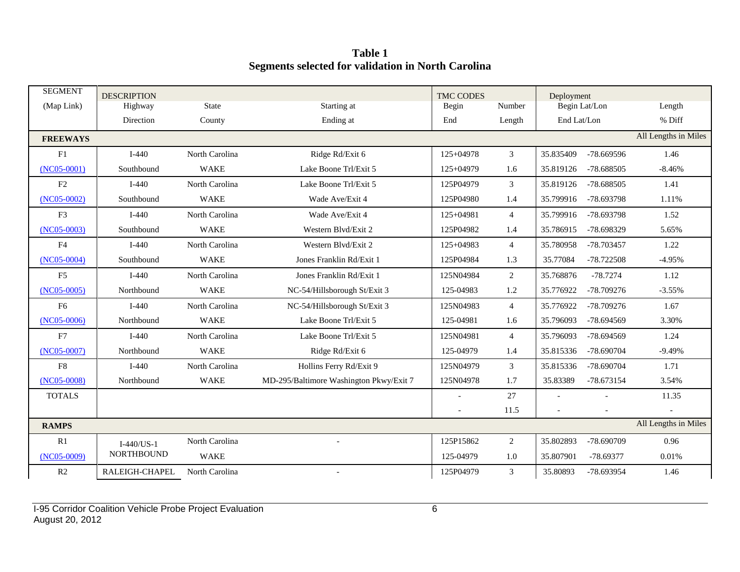# Table 1
## Segments selected for validation in North Carolina

| SEGMENT (Map Link) | DESCRIPTION Highway / Direction | State / County | Starting at / Ending at | TMC CODES Begin / End | Number / Length | Deployment Begin Lat/Lon / End Lat/Lon | | Length / % Diff |
|---|---|---|---|---|---|---|---|---|
| **FREEWAYS** | | | | | | | | All Lengths in Miles |
| F1 | I-440 | North Carolina | Ridge Rd/Exit 6 | 125+04978 | 3 | 35.835409 | -78.669596 | 1.46 |
| (NC05-0001) | Southbound | WAKE | Lake Boone Trl/Exit 5 | 125+04979 | 1.6 | 35.819126 | -78.688505 | -8.46% |
| F2 | I-440 | North Carolina | Lake Boone Trl/Exit 5 | 125P04979 | 3 | 35.819126 | -78.688505 | 1.41 |
| (NC05-0002) | Southbound | WAKE | Wade Ave/Exit 4 | 125P04980 | 1.4 | 35.799916 | -78.693798 | 1.11% |
| F3 | I-440 | North Carolina | Wade Ave/Exit 4 | 125+04981 | 4 | 35.799916 | -78.693798 | 1.52 |
| (NC05-0003) | Southbound | WAKE | Western Blvd/Exit 2 | 125P04982 | 1.4 | 35.786915 | -78.698329 | 5.65% |
| F4 | I-440 | North Carolina | Western Blvd/Exit 2 | 125+04983 | 4 | 35.780958 | -78.703457 | 1.22 |
| (NC05-0004) | Southbound | WAKE | Jones Franklin Rd/Exit 1 | 125P04984 | 1.3 | 35.77084 | -78.722508 | -4.95% |
| F5 | I-440 | North Carolina | Jones Franklin Rd/Exit 1 | 125N04984 | 2 | 35.768876 | -78.7274 | 1.12 |
| (NC05-0005) | Northbound | WAKE | NC-54/Hillsborough St/Exit 3 | 125-04983 | 1.2 | 35.776922 | -78.709276 | -3.55% |
| F6 | I-440 | North Carolina | NC-54/Hillsborough St/Exit 3 | 125N04983 | 4 | 35.776922 | -78.709276 | 1.67 |
| (NC05-0006) | Northbound | WAKE | Lake Boone Trl/Exit 5 | 125-04981 | 1.6 | 35.796093 | -78.694569 | 3.30% |
| F7 | I-440 | North Carolina | Lake Boone Trl/Exit 5 | 125N04981 | 4 | 35.796093 | -78.694569 | 1.24 |
| (NC05-0007) | Northbound | WAKE | Ridge Rd/Exit 6 | 125-04979 | 1.4 | 35.815336 | -78.690704 | -9.49% |
| F8 | I-440 | North Carolina | Hollins Ferry Rd/Exit 9 | 125N04979 | 3 | 35.815336 | -78.690704 | 1.71 |
| (NC05-0008) | Northbound | WAKE | MD-295/Baltimore Washington Pkwy/Exit 7 | 125N04978 | 1.7 | 35.83389 | -78.673154 | 3.54% |
| TOTALS | | | | - | 27 | - | - | 11.35 |
| | | | | - | 11.5 | - | - | - |
| **RAMPS** | | | | | | | | All Lengths in Miles |
| R1 | I-440/US-1 | North Carolina | - | 125P15862 | 2 | 35.802893 | -78.690709 | 0.96 |
| (NC05-0009) | NORTHBOUND | WAKE | | 125-04979 | 1.0 | 35.807901 | -78.69377 | 0.01% |
| R2 | RALEIGH-CHAPEL | North Carolina | - | 125P04979 | 3 | 35.80893 | -78.693954 | 1.46 |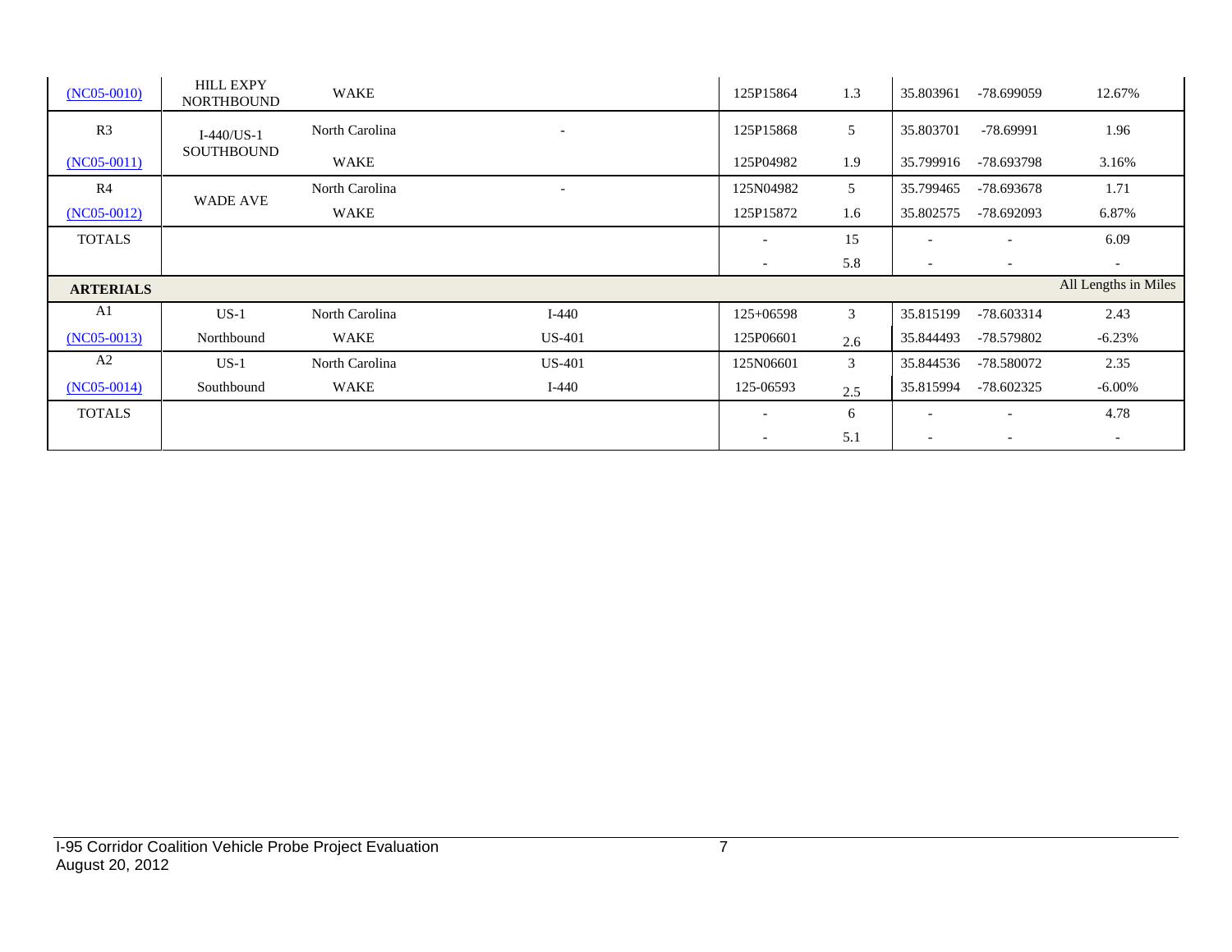| | | | | | | | | |
|---|---|---|---|---|---|---|---|---|
| (NC05-0010) | HILL EXPY NORTHBOUND | WAKE | | 125P15864 | 1.3 | 35.803961 | -78.699059 | 12.67% |
| R3 | I-440/US-1 SOUTHBOUND | North Carolina | - | 125P15868 | 5 | 35.803701 | -78.69991 | 1.96 |
| (NC05-0011) | | WAKE | | 125P04982 | 1.9 | 35.799916 | -78.693798 | 3.16% |
| R4 | WADE AVE | North Carolina | - | 125N04982 | 5 | 35.799465 | -78.693678 | 1.71 |
| (NC05-0012) | | WAKE | | 125P15872 | 1.6 | 35.802575 | -78.692093 | 6.87% |
| TOTALS | | | | - | 15 | - | - | 6.09 |
| | | | | - | 5.8 | - | - | - |
| **ARTERIALS** | | | | | | | | All Lengths in Miles |
| A1 | US-1 | North Carolina | I-440 | 125+06598 | 3 | 35.815199 | -78.603314 | 2.43 |
| (NC05-0013) | Northbound | WAKE | US-401 | 125P06601 | 2.6 | 35.844493 | -78.579802 | -6.23% |
| A2 | US-1 | North Carolina | US-401 | 125N06601 | 3 | 35.844536 | -78.580072 | 2.35 |
| (NC05-0014) | Southbound | WAKE | I-440 | 125-06593 | 2.5 | 35.815994 | -78.602325 | -6.00% |
| TOTALS | | | | - | 6 | - | - | 4.78 |
| | | | | - | 5.1 | - | - | - |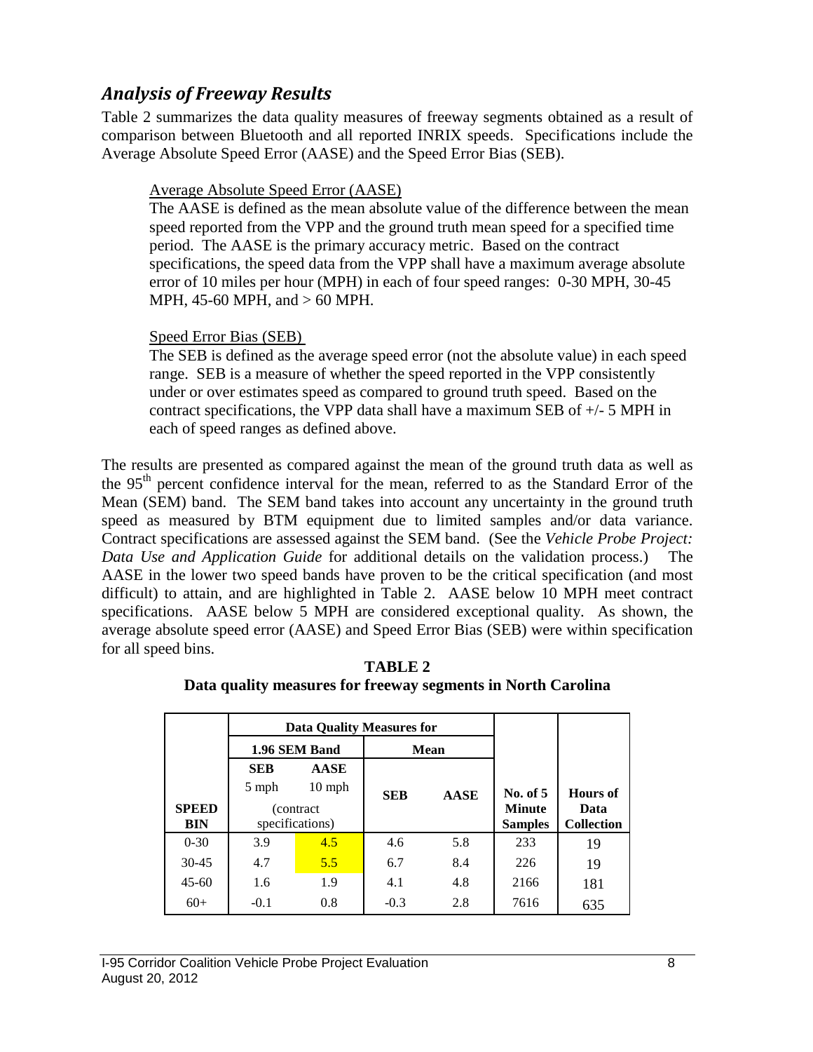## *Analysis of Freeway Results*

Table 2 summarizes the data quality measures of freeway segments obtained as a result of comparison between Bluetooth and all reported INRIX speeds. Specifications include the Average Absolute Speed Error (AASE) and the Speed Error Bias (SEB).

> Average Absolute Speed Error (AASE)
>
> The AASE is defined as the mean absolute value of the difference between the mean speed reported from the VPP and the ground truth mean speed for a specified time period. The AASE is the primary accuracy metric. Based on the contract specifications, the speed data from the VPP shall have a maximum average absolute error of 10 miles per hour (MPH) in each of four speed ranges: 0-30 MPH, 30-45 MPH, 45-60 MPH, and > 60 MPH.
>
> Speed Error Bias (SEB)
>
> The SEB is defined as the average speed error (not the absolute value) in each speed range. SEB is a measure of whether the speed reported in the VPP consistently under or over estimates speed as compared to ground truth speed. Based on the contract specifications, the VPP data shall have a maximum SEB of +/- 5 MPH in each of speed ranges as defined above.

The results are presented as compared against the mean of the ground truth data as well as the 95th percent confidence interval for the mean, referred to as the Standard Error of the Mean (SEM) band. The SEM band takes into account any uncertainty in the ground truth speed as measured by BTM equipment due to limited samples and/or data variance. Contract specifications are assessed against the SEM band. (See the *Vehicle Probe Project: Data Use and Application Guide* for additional details on the validation process.) The AASE in the lower two speed bands have proven to be the critical specification (and most difficult) to attain, and are highlighted in Table 2. AASE below 10 MPH meet contract specifications. AASE below 5 MPH are considered exceptional quality. As shown, the average absolute speed error (AASE) and Speed Error Bias (SEB) were within specification for all speed bins.

**TABLE 2**
**Data quality measures for freeway segments in North Carolina**

| | Data Quality Measures for | | | | | |
|---|---|---|---|---|---|---|
| | 1.96 SEM Band | | Mean | | | |
| **SPEED BIN** | **SEB** 5 mph (contract specifications) | **AASE** 10 mph (contract specifications) | **SEB** | **AASE** | **No. of 5 Minute Samples** | **Hours of Data Collection** |
| 0-30 | 3.9 | 4.5 | 4.6 | 5.8 | 233 | 19 |
| 30-45 | 4.7 | 5.5 | 6.7 | 8.4 | 226 | 19 |
| 45-60 | 1.6 | 1.9 | 4.1 | 4.8 | 2166 | 181 |
| 60+ | -0.1 | 0.8 | -0.3 | 2.8 | 7616 | 635 |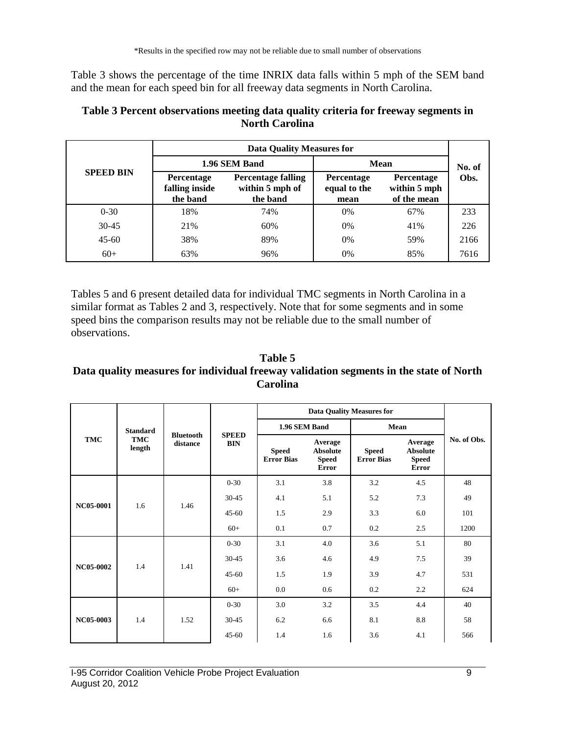*Results in the specified row may not be reliable due to small number of observations

Table 3 shows the percentage of the time INRIX data falls within 5 mph of the SEM band and the mean for each speed bin for all freeway data segments in North Carolina.

**Table 3 Percent observations meeting data quality criteria for freeway segments in North Carolina**

| SPEED BIN | Data Quality Measures for | | | | No. of Obs. |
|---|---|---|---|---|---|
| | 1.96 SEM Band | | Mean | | |
| | Percentage falling inside the band | Percentage falling within 5 mph of the band | Percentage equal to the mean | Percentage within 5 mph of the mean | |
| 0-30 | 18% | 74% | 0% | 67% | 233 |
| 30-45 | 21% | 60% | 0% | 41% | 226 |
| 45-60 | 38% | 89% | 0% | 59% | 2166 |
| 60+ | 63% | 96% | 0% | 85% | 7616 |

Tables 5 and 6 present detailed data for individual TMC segments in North Carolina in a similar format as Tables 2 and 3, respectively. Note that for some segments and in some speed bins the comparison results may not be reliable due to the small number of observations.

**Table 5**
**Data quality measures for individual freeway validation segments in the state of North Carolina**

| TMC | Standard TMC length | Bluetooth distance | SPEED BIN | Data Quality Measures for | | | | No. of Obs. |
|---|---|---|---|---|---|---|---|---|
| | | | | 1.96 SEM Band | | Mean | | |
| | | | | Speed Error Bias | Average Absolute Speed Error | Speed Error Bias | Average Absolute Speed Error | |
| NC05-0001 | 1.6 | 1.46 | 0-30 | 3.1 | 3.8 | 3.2 | 4.5 | 48 |
| | | | 30-45 | 4.1 | 5.1 | 5.2 | 7.3 | 49 |
| | | | 45-60 | 1.5 | 2.9 | 3.3 | 6.0 | 101 |
| | | | 60+ | 0.1 | 0.7 | 0.2 | 2.5 | 1200 |
| NC05-0002 | 1.4 | 1.41 | 0-30 | 3.1 | 4.0 | 3.6 | 5.1 | 80 |
| | | | 30-45 | 3.6 | 4.6 | 4.9 | 7.5 | 39 |
| | | | 45-60 | 1.5 | 1.9 | 3.9 | 4.7 | 531 |
| | | | 60+ | 0.0 | 0.6 | 0.2 | 2.2 | 624 |
| NC05-0003 | 1.4 | 1.52 | 0-30 | 3.0 | 3.2 | 3.5 | 4.4 | 40 |
| | | | 30-45 | 6.2 | 6.6 | 8.1 | 8.8 | 58 |
| | | | 45-60 | 1.4 | 1.6 | 3.6 | 4.1 | 566 |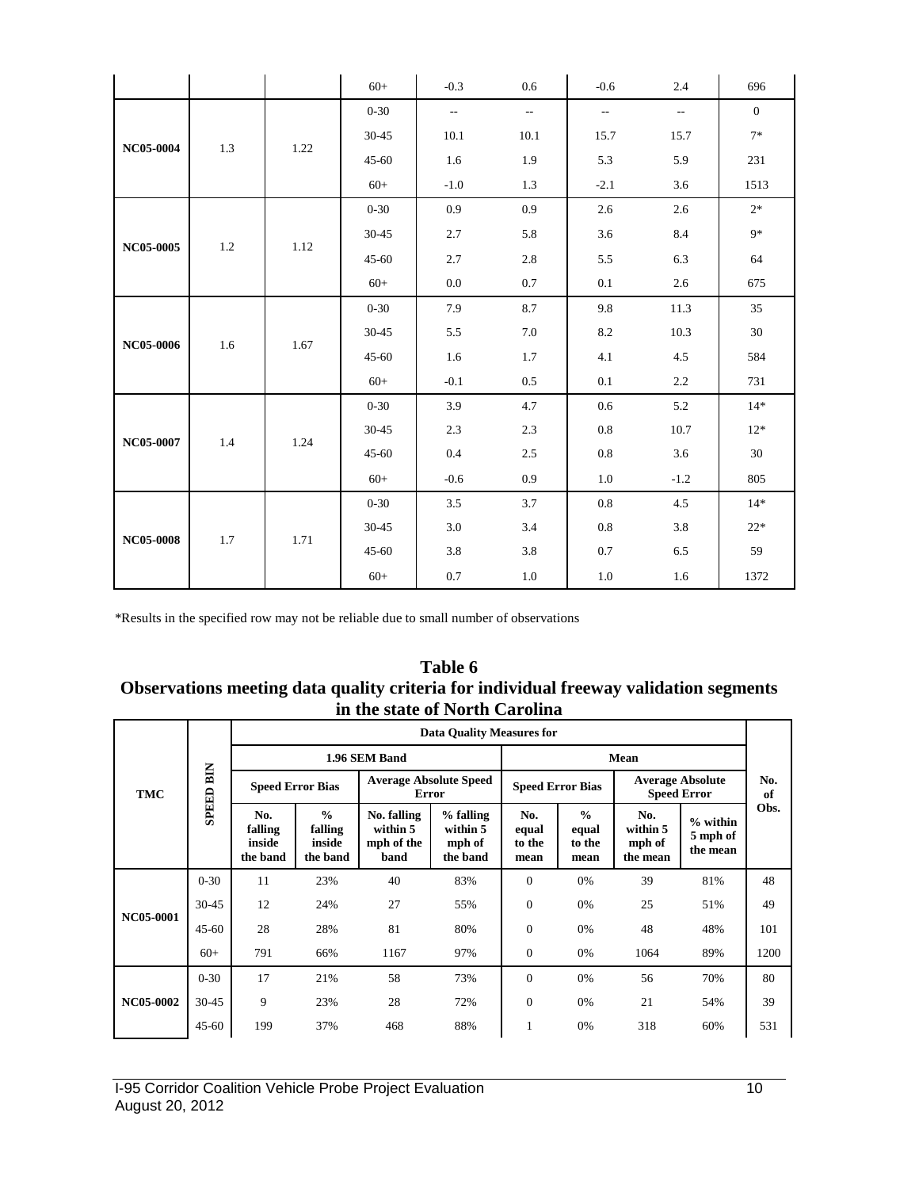|  |  |  | 60+ | -0.3 | 0.6 | -0.6 | 2.4 | 696 |
|---|---|---|---|---|---|---|---|---|
| NC05-0004 | 1.3 | 1.22 | 0-30 | -- | -- | -- | -- | 0 |
|  |  |  | 30-45 | 10.1 | 10.1 | 15.7 | 15.7 | 7* |
|  |  |  | 45-60 | 1.6 | 1.9 | 5.3 | 5.9 | 231 |
|  |  |  | 60+ | -1.0 | 1.3 | -2.1 | 3.6 | 1513 |
| NC05-0005 | 1.2 | 1.12 | 0-30 | 0.9 | 0.9 | 2.6 | 2.6 | 2* |
|  |  |  | 30-45 | 2.7 | 5.8 | 3.6 | 8.4 | 9* |
|  |  |  | 45-60 | 2.7 | 2.8 | 5.5 | 6.3 | 64 |
|  |  |  | 60+ | 0.0 | 0.7 | 0.1 | 2.6 | 675 |
| NC05-0006 | 1.6 | 1.67 | 0-30 | 7.9 | 8.7 | 9.8 | 11.3 | 35 |
|  |  |  | 30-45 | 5.5 | 7.0 | 8.2 | 10.3 | 30 |
|  |  |  | 45-60 | 1.6 | 1.7 | 4.1 | 4.5 | 584 |
|  |  |  | 60+ | -0.1 | 0.5 | 0.1 | 2.2 | 731 |
| NC05-0007 | 1.4 | 1.24 | 0-30 | 3.9 | 4.7 | 0.6 | 5.2 | 14* |
|  |  |  | 30-45 | 2.3 | 2.3 | 0.8 | 10.7 | 12* |
|  |  |  | 45-60 | 0.4 | 2.5 | 0.8 | 3.6 | 30 |
|  |  |  | 60+ | -0.6 | 0.9 | 1.0 | -1.2 | 805 |
| NC05-0008 | 1.7 | 1.71 | 0-30 | 3.5 | 3.7 | 0.8 | 4.5 | 14* |
|  |  |  | 30-45 | 3.0 | 3.4 | 0.8 | 3.8 | 22* |
|  |  |  | 45-60 | 3.8 | 3.8 | 0.7 | 6.5 | 59 |
|  |  |  | 60+ | 0.7 | 1.0 | 1.0 | 1.6 | 1372 |

*Results in the specified row may not be reliable due to small number of observations

## Table 6
## Observations meeting data quality criteria for individual freeway validation segments in the state of North Carolina

| TMC | SPEED BIN | Data Quality Measures for |  |  |  |  |  |  |  | No. of Obs. |
|---|---|---|---|---|---|---|---|---|---|---|
|  |  | 1.96 SEM Band |  |  |  | Mean |  |  |  |  |
|  |  | Speed Error Bias |  | Average Absolute Speed Error |  | Speed Error Bias |  | Average Absolute Speed Error |  |  |
|  |  | No. falling inside the band | % falling inside the band | No. falling within 5 mph of the band | % falling within 5 mph of the band | No. equal to the mean | % equal to the mean | No. within 5 mph of the mean | % within 5 mph of the mean |  |
| NC05-0001 | 0-30 | 11 | 23% | 40 | 83% | 0 | 0% | 39 | 81% | 48 |
|  | 30-45 | 12 | 24% | 27 | 55% | 0 | 0% | 25 | 51% | 49 |
|  | 45-60 | 28 | 28% | 81 | 80% | 0 | 0% | 48 | 48% | 101 |
|  | 60+ | 791 | 66% | 1167 | 97% | 0 | 0% | 1064 | 89% | 1200 |
| NC05-0002 | 0-30 | 17 | 21% | 58 | 73% | 0 | 0% | 56 | 70% | 80 |
|  | 30-45 | 9 | 23% | 28 | 72% | 0 | 0% | 21 | 54% | 39 |
|  | 45-60 | 199 | 37% | 468 | 88% | 1 | 0% | 318 | 60% | 531 |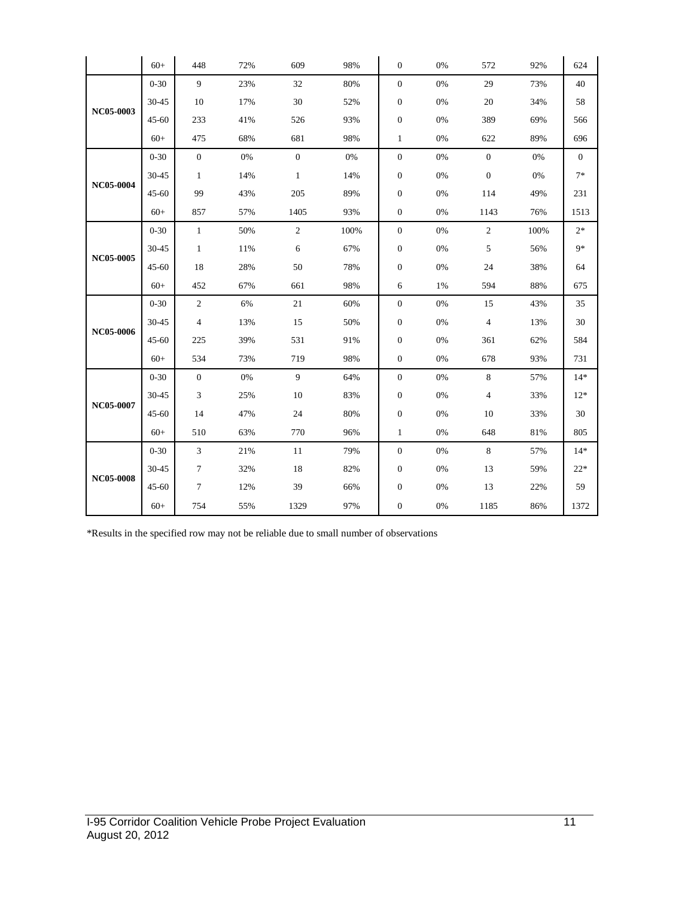| | 60+ | 448 | 72% | 609 | 98% | 0 | 0% | 572 | 92% | 624 |
|---|---|---|---|---|---|---|---|---|---|---|
| **NC05-0003** | 0-30 | 9 | 23% | 32 | 80% | 0 | 0% | 29 | 73% | 40 |
| | 30-45 | 10 | 17% | 30 | 52% | 0 | 0% | 20 | 34% | 58 |
| | 45-60 | 233 | 41% | 526 | 93% | 0 | 0% | 389 | 69% | 566 |
| | 60+ | 475 | 68% | 681 | 98% | 1 | 0% | 622 | 89% | 696 |
| **NC05-0004** | 0-30 | 0 | 0% | 0 | 0% | 0 | 0% | 0 | 0% | 0 |
| | 30-45 | 1 | 14% | 1 | 14% | 0 | 0% | 0 | 0% | 7* |
| | 45-60 | 99 | 43% | 205 | 89% | 0 | 0% | 114 | 49% | 231 |
| | 60+ | 857 | 57% | 1405 | 93% | 0 | 0% | 1143 | 76% | 1513 |
| **NC05-0005** | 0-30 | 1 | 50% | 2 | 100% | 0 | 0% | 2 | 100% | 2* |
| | 30-45 | 1 | 11% | 6 | 67% | 0 | 0% | 5 | 56% | 9* |
| | 45-60 | 18 | 28% | 50 | 78% | 0 | 0% | 24 | 38% | 64 |
| | 60+ | 452 | 67% | 661 | 98% | 6 | 1% | 594 | 88% | 675 |
| **NC05-0006** | 0-30 | 2 | 6% | 21 | 60% | 0 | 0% | 15 | 43% | 35 |
| | 30-45 | 4 | 13% | 15 | 50% | 0 | 0% | 4 | 13% | 30 |
| | 45-60 | 225 | 39% | 531 | 91% | 0 | 0% | 361 | 62% | 584 |
| | 60+ | 534 | 73% | 719 | 98% | 0 | 0% | 678 | 93% | 731 |
| **NC05-0007** | 0-30 | 0 | 0% | 9 | 64% | 0 | 0% | 8 | 57% | 14* |
| | 30-45 | 3 | 25% | 10 | 83% | 0 | 0% | 4 | 33% | 12* |
| | 45-60 | 14 | 47% | 24 | 80% | 0 | 0% | 10 | 33% | 30 |
| | 60+ | 510 | 63% | 770 | 96% | 1 | 0% | 648 | 81% | 805 |
| **NC05-0008** | 0-30 | 3 | 21% | 11 | 79% | 0 | 0% | 8 | 57% | 14* |
| | 30-45 | 7 | 32% | 18 | 82% | 0 | 0% | 13 | 59% | 22* |
| | 45-60 | 7 | 12% | 39 | 66% | 0 | 0% | 13 | 22% | 59 |
| | 60+ | 754 | 55% | 1329 | 97% | 0 | 0% | 1185 | 86% | 1372 |

*Results in the specified row may not be reliable due to small number of observations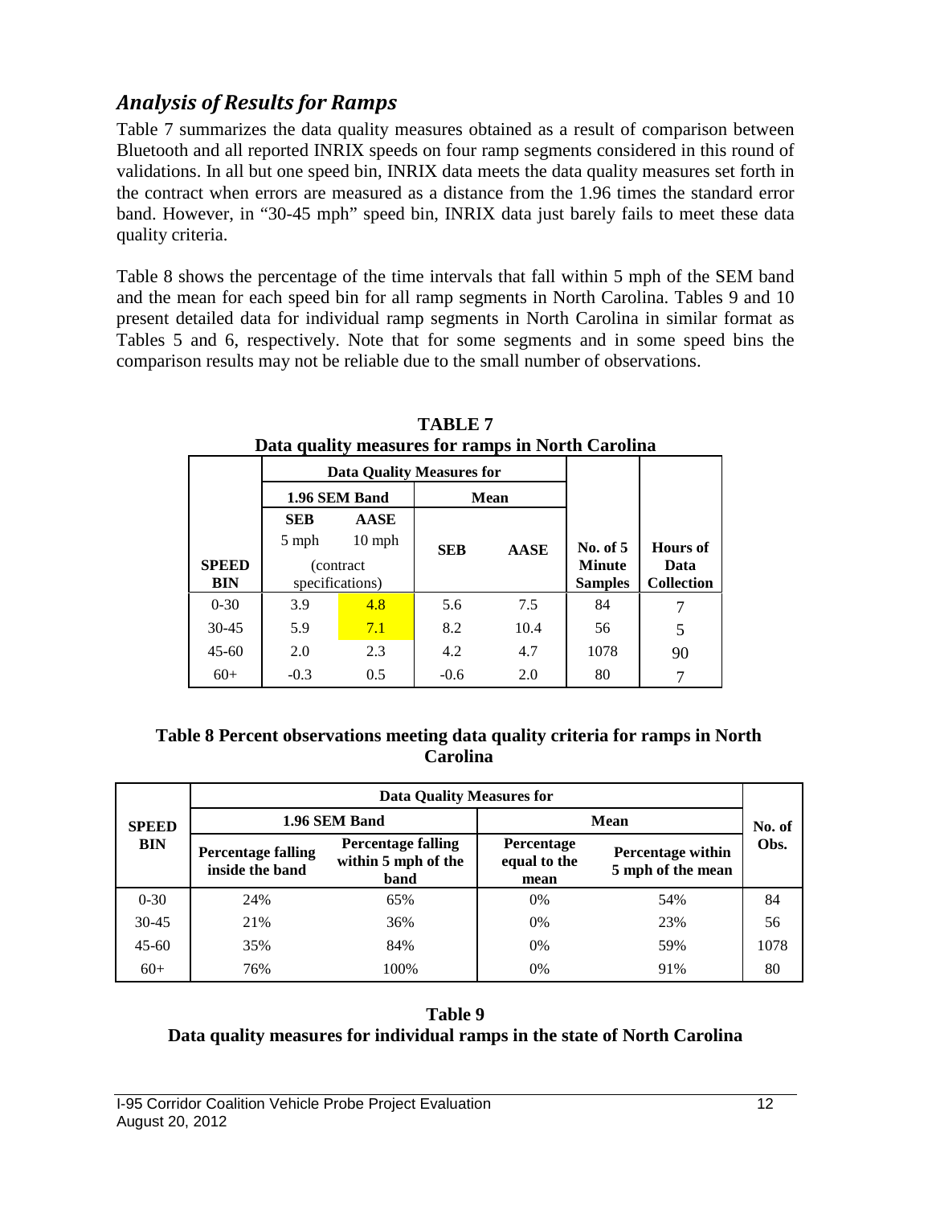## *Analysis of Results for Ramps*

Table 7 summarizes the data quality measures obtained as a result of comparison between Bluetooth and all reported INRIX speeds on four ramp segments considered in this round of validations. In all but one speed bin, INRIX data meets the data quality measures set forth in the contract when errors are measured as a distance from the 1.96 times the standard error band. However, in "30-45 mph" speed bin, INRIX data just barely fails to meet these data quality criteria.

Table 8 shows the percentage of the time intervals that fall within 5 mph of the SEM band and the mean for each speed bin for all ramp segments in North Carolina. Tables 9 and 10 present detailed data for individual ramp segments in North Carolina in similar format as Tables 5 and 6, respectively. Note that for some segments and in some speed bins the comparison results may not be reliable due to the small number of observations.

**TABLE 7**
**Data quality measures for ramps in North Carolina**

| | Data Quality Measures for | | | | | |
|---|---|---|---|---|---|---|
| | 1.96 SEM Band | | Mean | | | |
| **SPEED BIN** | **SEB** 5 mph (contract specifications) | **AASE** 10 mph (contract specifications) | **SEB** | **AASE** | **No. of 5 Minute Samples** | **Hours of Data Collection** |
| 0-30 | 3.9 | 4.8 | 5.6 | 7.5 | 84 | 7 |
| 30-45 | 5.9 | 7.1 | 8.2 | 10.4 | 56 | 5 |
| 45-60 | 2.0 | 2.3 | 4.2 | 4.7 | 1078 | 90 |
| 60+ | -0.3 | 0.5 | -0.6 | 2.0 | 80 | 7 |

**Table 8 Percent observations meeting data quality criteria for ramps in North Carolina**

| | Data Quality Measures for | | | | |
|---|---|---|---|---|---|
| | 1.96 SEM Band | | Mean | | |
| **SPEED BIN** | **Percentage falling inside the band** | **Percentage falling within 5 mph of the band** | **Percentage equal to the mean** | **Percentage within 5 mph of the mean** | **No. of Obs.** |
| 0-30 | 24% | 65% | 0% | 54% | 84 |
| 30-45 | 21% | 36% | 0% | 23% | 56 |
| 45-60 | 35% | 84% | 0% | 59% | 1078 |
| 60+ | 76% | 100% | 0% | 91% | 80 |

**Table 9**
**Data quality measures for individual ramps in the state of North Carolina**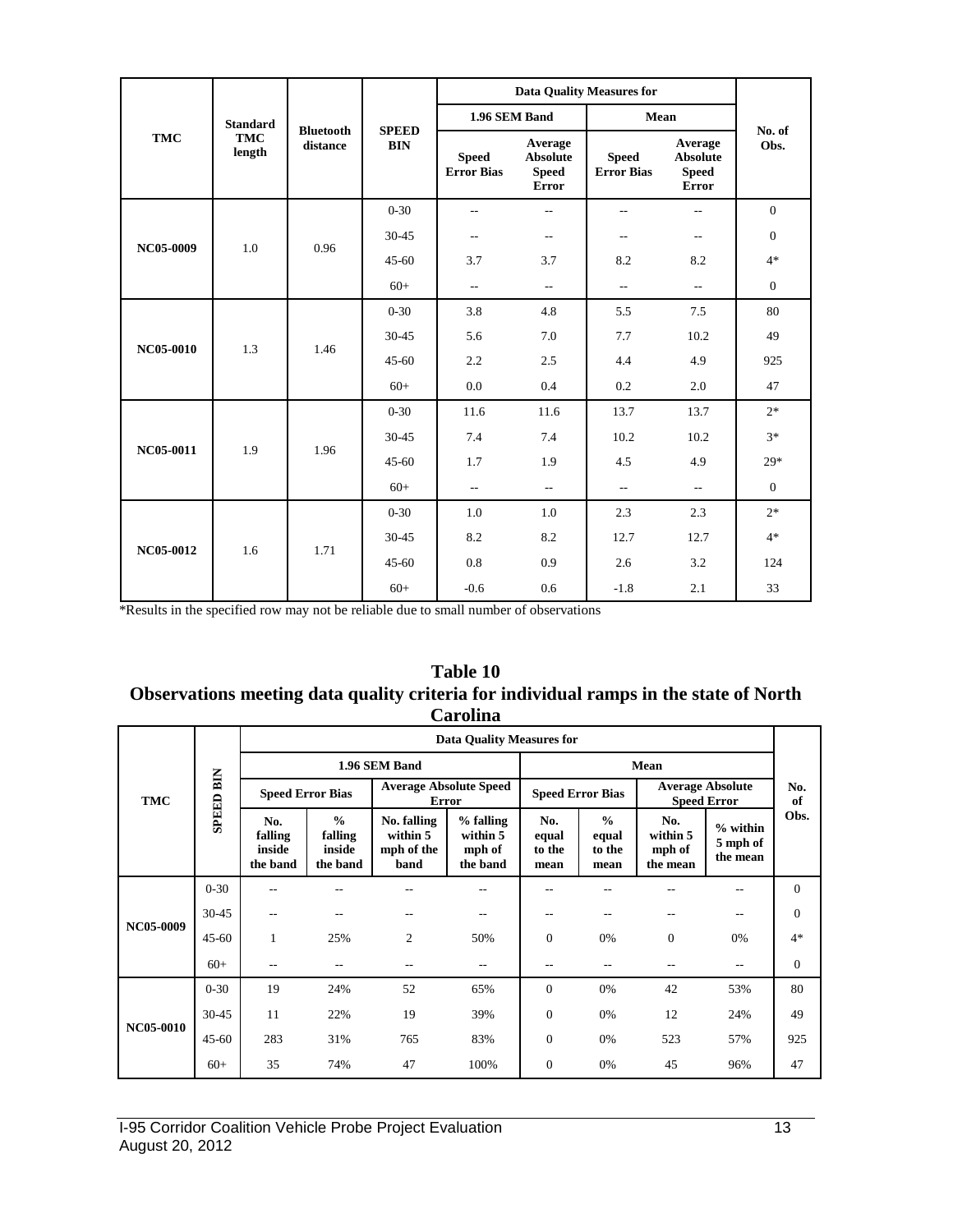| TMC | Standard TMC length | Bluetooth distance | SPEED BIN | Data Quality Measures for | | | | No. of Obs. |
|---|---|---|---|---|---|---|---|---|
| | | | | 1.96 SEM Band | | Mean | | |
| | | | | Speed Error Bias | Average Absolute Speed Error | Speed Error Bias | Average Absolute Speed Error | |
| NC05-0009 | 1.0 | 0.96 | 0-30 | -- | -- | -- | -- | 0 |
| | | | 30-45 | -- | -- | -- | -- | 0 |
| | | | 45-60 | 3.7 | 3.7 | 8.2 | 8.2 | 4* |
| | | | 60+ | -- | -- | -- | -- | 0 |
| NC05-0010 | 1.3 | 1.46 | 0-30 | 3.8 | 4.8 | 5.5 | 7.5 | 80 |
| | | | 30-45 | 5.6 | 7.0 | 7.7 | 10.2 | 49 |
| | | | 45-60 | 2.2 | 2.5 | 4.4 | 4.9 | 925 |
| | | | 60+ | 0.0 | 0.4 | 0.2 | 2.0 | 47 |
| NC05-0011 | 1.9 | 1.96 | 0-30 | 11.6 | 11.6 | 13.7 | 13.7 | 2* |
| | | | 30-45 | 7.4 | 7.4 | 10.2 | 10.2 | 3* |
| | | | 45-60 | 1.7 | 1.9 | 4.5 | 4.9 | 29* |
| | | | 60+ | -- | -- | -- | -- | 0 |
| NC05-0012 | 1.6 | 1.71 | 0-30 | 1.0 | 1.0 | 2.3 | 2.3 | 2* |
| | | | 30-45 | 8.2 | 8.2 | 12.7 | 12.7 | 4* |
| | | | 45-60 | 0.8 | 0.9 | 2.6 | 3.2 | 124 |
| | | | 60+ | -0.6 | 0.6 | -1.8 | 2.1 | 33 |

*Results in the specified row may not be reliable due to small number of observations

**Table 10**
**Observations meeting data quality criteria for individual ramps in the state of North Carolina**

| TMC | SPEED BIN | Data Quality Measures for | | | | | | | | No. of Obs. |
|---|---|---|---|---|---|---|---|---|---|---|
| | | 1.96 SEM Band | | | | Mean | | | | |
| | | Speed Error Bias | | Average Absolute Speed Error | | Speed Error Bias | | Average Absolute Speed Error | | |
| | | No. falling inside the band | % falling inside the band | No. falling within 5 mph of the band | % falling within 5 mph of the band | No. equal to the mean | % equal to the mean | No. within 5 mph of the mean | % within 5 mph of the mean | |
| NC05-0009 | 0-30 | -- | -- | -- | -- | -- | -- | -- | -- | 0 |
| | 30-45 | -- | -- | -- | -- | -- | -- | -- | -- | 0 |
| | 45-60 | 1 | 25% | 2 | 50% | 0 | 0% | 0 | 0% | 4* |
| | 60+ | -- | -- | -- | -- | -- | -- | -- | -- | 0 |
| NC05-0010 | 0-30 | 19 | 24% | 52 | 65% | 0 | 0% | 42 | 53% | 80 |
| | 30-45 | 11 | 22% | 19 | 39% | 0 | 0% | 12 | 24% | 49 |
| | 45-60 | 283 | 31% | 765 | 83% | 0 | 0% | 523 | 57% | 925 |
| | 60+ | 35 | 74% | 47 | 100% | 0 | 0% | 45 | 96% | 47 |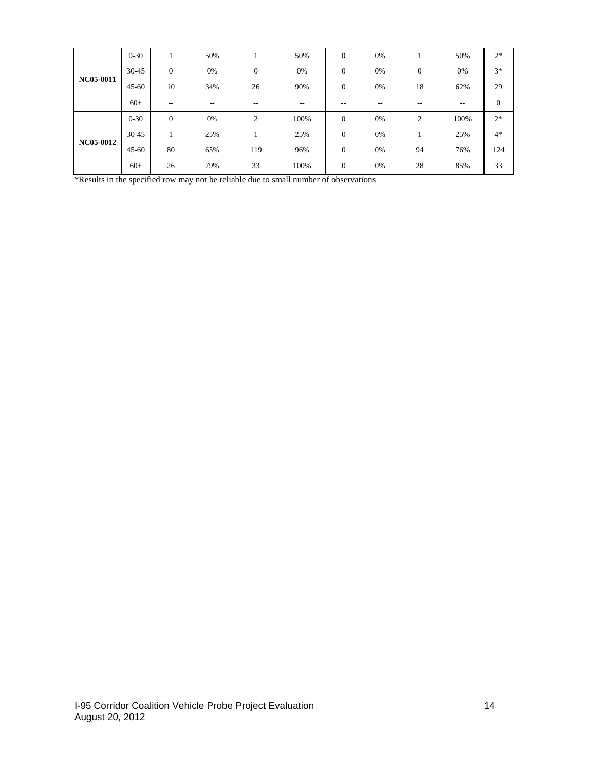| | | | | | | | | | | |
|---|---|---|---|---|---|---|---|---|---|---|
| NC05-0011 | 0-30 | 1 | 50% | 1 | 50% | 0 | 0% | 1 | 50% | 2* |
| | 30-45 | 0 | 0% | 0 | 0% | 0 | 0% | 0 | 0% | 3* |
| | 45-60 | 10 | 34% | 26 | 90% | 0 | 0% | 18 | 62% | 29 |
| | 60+ | -- | -- | -- | -- | -- | -- | -- | -- | 0 |
| NC05-0012 | 0-30 | 0 | 0% | 2 | 100% | 0 | 0% | 2 | 100% | 2* |
| | 30-45 | 1 | 25% | 1 | 25% | 0 | 0% | 1 | 25% | 4* |
| | 45-60 | 80 | 65% | 119 | 96% | 0 | 0% | 94 | 76% | 124 |
| | 60+ | 26 | 79% | 33 | 100% | 0 | 0% | 28 | 85% | 33 |

*Results in the specified row may not be reliable due to small number of observations